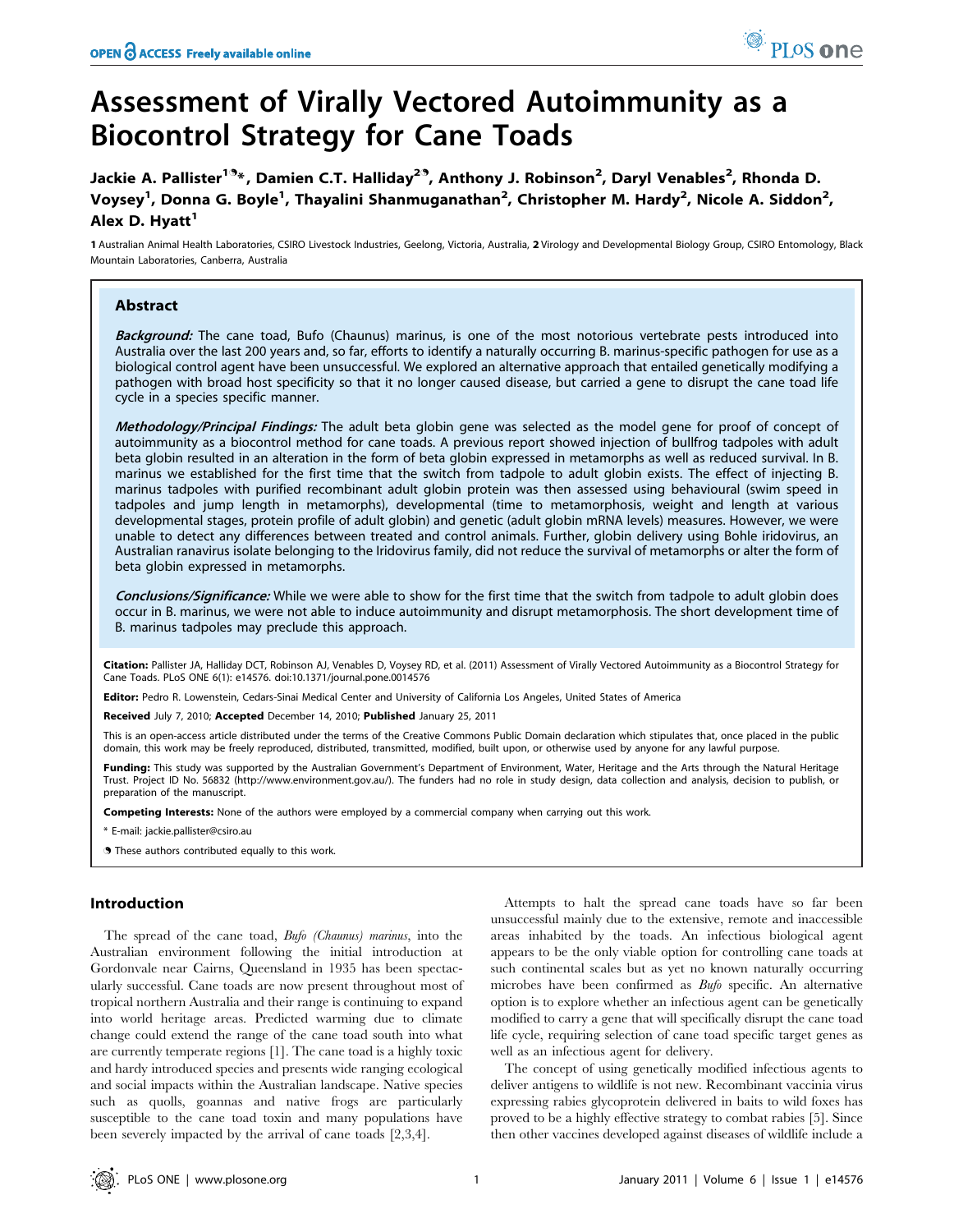# Assessment of Virally Vectored Autoimmunity as a Biocontrol Strategy for Cane Toads

Jackie A. Pallister[1]*, Damien C.T. Halliday[2], Anthony J. Robinson[2], Daryl Venables[2], Rhonda D. Voysey[1], Donna G. Boyle[1], Thayalini Shanmuganathan[2], Christopher M. Hardy[2], Nicole A. Siddon[2], Alex D. Hyatt[1]

1 Australian Animal Health Laboratories, CSIRO Livestock Industries, Geelong, Victoria, Australia, 2 Virology and Developmental Biology Group, CSIRO Entomology, Black Mountain Laboratories, Canberra, Australia

## Abstract

***Background:*** The cane toad, Bufo (Chaunus) marinus, is one of the most notorious vertebrate pests introduced into Australia over the last 200 years and, so far, efforts to identify a naturally occurring B. marinus-specific pathogen for use as a biological control agent have been unsuccessful. We explored an alternative approach that entailed genetically modifying a pathogen with broad host specificity so that it no longer caused disease, but carried a gene to disrupt the cane toad life cycle in a species specific manner.

***Methodology/Principal Findings:*** The adult beta globin gene was selected as the model gene for proof of concept of autoimmunity as a biocontrol method for cane toads. A previous report showed injection of bullfrog tadpoles with adult beta globin resulted in an alteration in the form of beta globin expressed in metamorphs as well as reduced survival. In B. marinus we established for the first time that the switch from tadpole to adult globin exists. The effect of injecting B. marinus tadpoles with purified recombinant adult globin protein was then assessed using behavioural (swim speed in tadpoles and jump length in metamorphs), developmental (time to metamorphosis, weight and length at various developmental stages, protein profile of adult globin) and genetic (adult globin mRNA levels) measures. However, we were unable to detect any differences between treated and control animals. Further, globin delivery using Bohle iridovirus, an Australian ranavirus isolate belonging to the Iridovirus family, did not reduce the survival of metamorphs or alter the form of beta globin expressed in metamorphs.

***Conclusions/Significance:*** While we were able to show for the first time that the switch from tadpole to adult globin does occur in B. marinus, we were not able to induce autoimmunity and disrupt metamorphosis. The short development time of B. marinus tadpoles may preclude this approach.

**Citation:** Pallister JA, Halliday DCT, Robinson AJ, Venables D, Voysey RD, et al. (2011) Assessment of Virally Vectored Autoimmunity as a Biocontrol Strategy for Cane Toads. PLoS ONE 6(1): e14576. doi:10.1371/journal.pone.0014576

**Editor:** Pedro R. Lowenstein, Cedars-Sinai Medical Center and University of California Los Angeles, United States of America

**Received** July 7, 2010; **Accepted** December 14, 2010; **Published** January 25, 2011

This is an open-access article distributed under the terms of the Creative Commons Public Domain declaration which stipulates that, once placed in the public domain, this work may be freely reproduced, distributed, transmitted, modified, built upon, or otherwise used by anyone for any lawful purpose.

**Funding:** This study was supported by the Australian Government's Department of Environment, Water, Heritage and the Arts through the Natural Heritage Trust. Project ID No. 56832 (http://www.environment.gov.au/). The funders had no role in study design, data collection and analysis, decision to publish, or preparation of the manuscript.

**Competing Interests:** None of the authors were employed by a commercial company when carrying out this work.

\* E-mail: jackie.pallister@csiro.au

These authors contributed equally to this work.

## Introduction

The spread of the cane toad, *Bufo (Chaunus) marinus*, into the Australian environment following the initial introduction at Gordonvale near Cairns, Queensland in 1935 has been spectacularly successful. Cane toads are now present throughout most of tropical northern Australia and their range is continuing to expand into world heritage areas. Predicted warming due to climate change could extend the range of the cane toad south into what are currently temperate regions [1]. The cane toad is a highly toxic and hardy introduced species and presents wide ranging ecological and social impacts within the Australian landscape. Native species such as quolls, goannas and native frogs are particularly susceptible to the cane toad toxin and many populations have been severely impacted by the arrival of cane toads [2,3,4].

Attempts to halt the spread cane toads have so far been unsuccessful mainly due to the extensive, remote and inaccessible areas inhabited by the toads. An infectious biological agent appears to be the only viable option for controlling cane toads at such continental scales but as yet no known naturally occurring microbes have been confirmed as *Bufo* specific. An alternative option is to explore whether an infectious agent can be genetically modified to carry a gene that will specifically disrupt the cane toad life cycle, requiring selection of cane toad specific target genes as well as an infectious agent for delivery.

The concept of using genetically modified infectious agents to deliver antigens to wildlife is not new. Recombinant vaccinia virus expressing rabies glycoprotein delivered in baits to wild foxes has proved to be a highly effective strategy to combat rabies [5]. Since then other vaccines developed against diseases of wildlife include a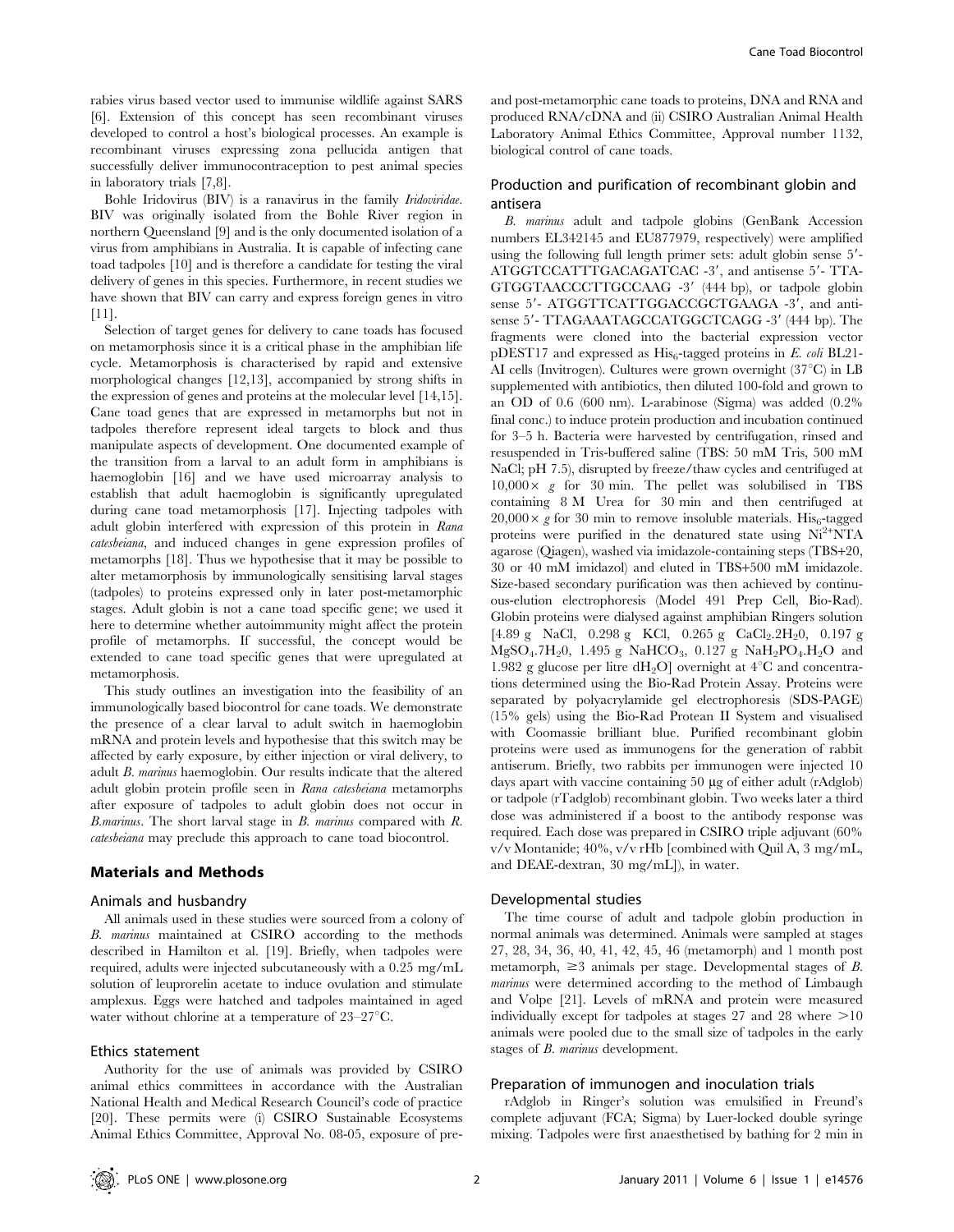rabies virus based vector used to immunise wildlife against SARS [6]. Extension of this concept has seen recombinant viruses developed to control a host's biological processes. An example is recombinant viruses expressing zona pellucida antigen that successfully deliver immunocontraception to pest animal species in laboratory trials [7,8].

Bohle Iridovirus (BIV) is a ranavirus in the family *Iridoviridae*. BIV was originally isolated from the Bohle River region in northern Queensland [9] and is the only documented isolation of a virus from amphibians in Australia. It is capable of infecting cane toad tadpoles [10] and is therefore a candidate for testing the viral delivery of genes in this species. Furthermore, in recent studies we have shown that BIV can carry and express foreign genes in vitro [11].

Selection of target genes for delivery to cane toads has focused on metamorphosis since it is a critical phase in the amphibian life cycle. Metamorphosis is characterised by rapid and extensive morphological changes [12,13], accompanied by strong shifts in the expression of genes and proteins at the molecular level [14,15]. Cane toad genes that are expressed in metamorphs but not in tadpoles therefore represent ideal targets to block and thus manipulate aspects of development. One documented example of the transition from a larval to an adult form in amphibians is haemoglobin [16] and we have used microarray analysis to establish that adult haemoglobin is significantly upregulated during cane toad metamorphosis [17]. Injecting tadpoles with adult globin interfered with expression of this protein in *Rana catesbeiana*, and induced changes in gene expression profiles of metamorphs [18]. Thus we hypothesise that it may be possible to alter metamorphosis by immunologically sensitising larval stages (tadpoles) to proteins expressed only in later post-metamorphic stages. Adult globin is not a cane toad specific gene; we used it here to determine whether autoimmunity might affect the protein profile of metamorphs. If successful, the concept would be extended to cane toad specific genes that were upregulated at metamorphosis.

This study outlines an investigation into the feasibility of an immunologically based biocontrol for cane toads. We demonstrate the presence of a clear larval to adult switch in haemoglobin mRNA and protein levels and hypothesise that this switch may be affected by early exposure, by either injection or viral delivery, to adult *B. marinus* haemoglobin. Our results indicate that the altered adult globin protein profile seen in *Rana catesbeiana* metamorphs after exposure of tadpoles to adult globin does not occur in *B.marinus*. The short larval stage in *B. marinus* compared with *R. catesbeiana* may preclude this approach to cane toad biocontrol.

## Materials and Methods

### Animals and husbandry

All animals used in these studies were sourced from a colony of *B. marinus* maintained at CSIRO according to the methods described in Hamilton et al. [19]. Briefly, when tadpoles were required, adults were injected subcutaneously with a 0.25 mg/mL solution of leuprorelin acetate to induce ovulation and stimulate amplexus. Eggs were hatched and tadpoles maintained in aged water without chlorine at a temperature of 23–27°C.

### Ethics statement

Authority for the use of animals was provided by CSIRO animal ethics committees in accordance with the Australian National Health and Medical Research Council's code of practice [20]. These permits were (i) CSIRO Sustainable Ecosystems Animal Ethics Committee, Approval No. 08-05, exposure of pre- and post-metamorphic cane toads to proteins, DNA and RNA and produced RNA/cDNA and (ii) CSIRO Australian Animal Health Laboratory Animal Ethics Committee, Approval number 1132, biological control of cane toads.

### Production and purification of recombinant globin and antisera

*B. marinus* adult and tadpole globins (GenBank Accession numbers EL342145 and EU877979, respectively) were amplified using the following full length primer sets: adult globin sense 5′-ATGGTCCATTTGACAGATCAC -3′, and antisense 5′- TTA-GTGGTAACCCTTGCCAAG -3′ (444 bp), or tadpole globin sense 5′- ATGGTTCATTGGACCGCTGAAGA -3′, and antisense 5′- TTAGAAATAGCCATGGCTCAGG -3′ (444 bp). The fragments were cloned into the bacterial expression vector pDEST17 and expressed as $His_6$-tagged proteins in *E. coli* BL21-AI cells (Invitrogen). Cultures were grown overnight (37°C) in LB supplemented with antibiotics, then diluted 100-fold and grown to an OD of 0.6 (600 nm). L-arabinose (Sigma) was added (0.2% final conc.) to induce protein production and incubation continued for 3–5 h. Bacteria were harvested by centrifugation, rinsed and resuspended in Tris-buffered saline (TBS: 50 mM Tris, 500 mM NaCl; pH 7.5), disrupted by freeze/thaw cycles and centrifuged at $10,000\times$ *g* for 30 min. The pellet was solubilised in TBS containing 8 M Urea for 30 min and then centrifuged at $20,000\times g$ for 30 min to remove insoluble materials. $His_6$-tagged proteins were purified in the denatured state using $Ni^{2+}$NTA agarose (Qiagen), washed via imidazole-containing steps (TBS+20, 30 or 40 mM imidazol) and eluted in TBS+500 mM imidazole. Size-based secondary purification was then achieved by continuous-elution electrophoresis (Model 491 Prep Cell, Bio-Rad). Globin proteins were dialysed against amphibian Ringers solution [4.89 g NaCl, 0.298 g KCl, 0.265 g $CaCl_2.2H_20$, 0.197 g $MgSO_4.7H_20$, 1.495 g $NaHCO_3$, 0.127 g $NaH_2PO_4.H_2O$ and 1.982 g glucose per litre $dH_2O$] overnight at 4°C and concentrations determined using the Bio-Rad Protein Assay. Proteins were separated by polyacrylamide gel electrophoresis (SDS-PAGE) (15% gels) using the Bio-Rad Protean II System and visualised with Coomassie brilliant blue. Purified recombinant globin proteins were used as immunogens for the generation of rabbit antiserum. Briefly, two rabbits per immunogen were injected 10 days apart with vaccine containing 50 µg of either adult (rAdglob) or tadpole (rTadglob) recombinant globin. Two weeks later a third dose was administered if a boost to the antibody response was required. Each dose was prepared in CSIRO triple adjuvant (60% v/v Montanide; 40%, v/v rHb [combined with Quil A, 3 mg/mL, and DEAE-dextran, 30 mg/mL]), in water.

### Developmental studies

The time course of adult and tadpole globin production in normal animals was determined. Animals were sampled at stages 27, 28, 34, 36, 40, 41, 42, 45, 46 (metamorph) and 1 month post metamorph, ≥3 animals per stage. Developmental stages of *B. marinus* were determined according to the method of Limbaugh and Volpe [21]. Levels of mRNA and protein were measured individually except for tadpoles at stages 27 and 28 where >10 animals were pooled due to the small size of tadpoles in the early stages of *B. marinus* development.

### Preparation of immunogen and inoculation trials

rAdglob in Ringer's solution was emulsified in Freund's complete adjuvant (FCA; Sigma) by Luer-locked double syringe mixing. Tadpoles were first anaesthetised by bathing for 2 min in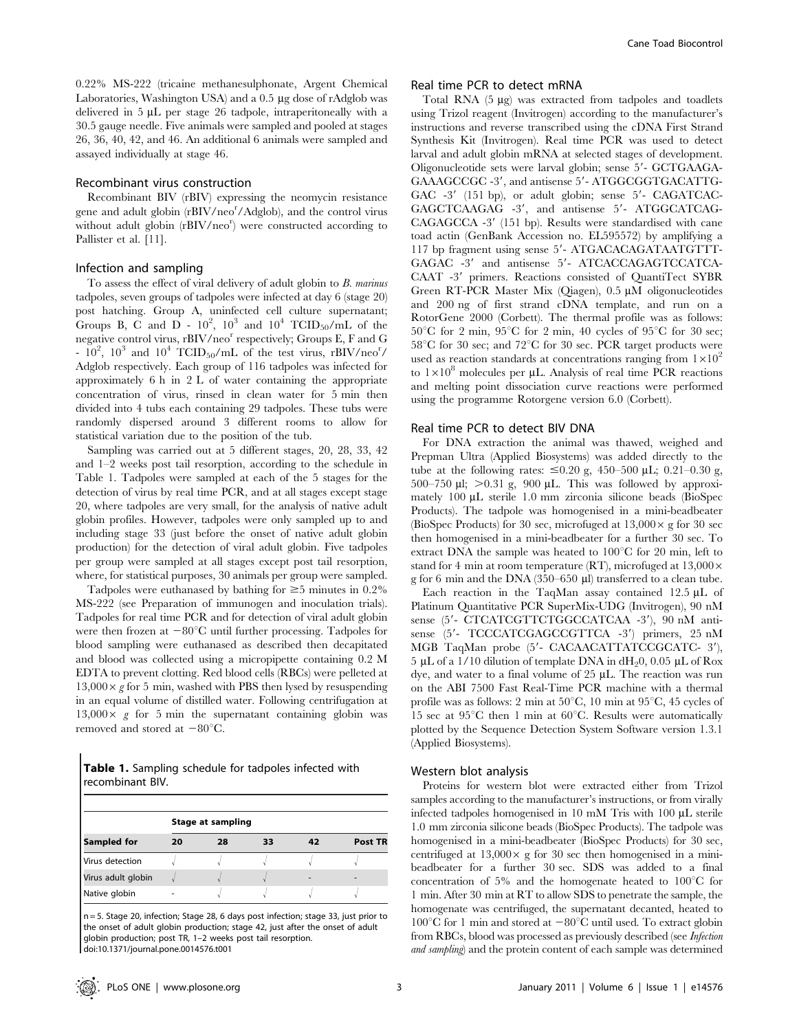0.22% MS-222 (tricaine methanesulphonate, Argent Chemical Laboratories, Washington USA) and a 0.5 µg dose of rAdglob was delivered in 5 µL per stage 26 tadpole, intraperitoneally with a 30.5 gauge needle. Five animals were sampled and pooled at stages 26, 36, 40, 42, and 46. An additional 6 animals were sampled and assayed individually at stage 46.

### Recombinant virus construction

Recombinant BIV (rBIV) expressing the neomycin resistance gene and adult globin (rBIV/neo$^r$/Adglob), and the control virus without adult globin (rBIV/neo$^r$) were constructed according to Pallister et al. [11].

### Infection and sampling

To assess the effect of viral delivery of adult globin to *B. marinus* tadpoles, seven groups of tadpoles were infected at day 6 (stage 20) post hatching. Group A, uninfected cell culture supernatant; Groups B, C and D - $10^2$, $10^3$ and $10^4$ $TCID_{50}$/mL of the negative control virus, rBIV/neo$^r$ respectively; Groups E, F and G - $10^2$, $10^3$ and $10^4$ $TCID_{50}$/mL of the test virus, rBIV/neo$^r$/Adglob respectively. Each group of 116 tadpoles was infected for approximately 6 h in 2 L of water containing the appropriate concentration of virus, rinsed in clean water for 5 min then divided into 4 tubs each containing 29 tadpoles. These tubs were randomly dispersed around 3 different rooms to allow for statistical variation due to the position of the tub.

Sampling was carried out at 5 different stages, 20, 28, 33, 42 and 1–2 weeks post tail resorption, according to the schedule in Table 1. Tadpoles were sampled at each of the 5 stages for the detection of virus by real time PCR, and at all stages except stage 20, where tadpoles are very small, for the analysis of native adult globin profiles. However, tadpoles were only sampled up to and including stage 33 (just before the onset of native adult globin production) for the detection of viral adult globin. Five tadpoles per group were sampled at all stages except post tail resorption, where, for statistical purposes, 30 animals per group were sampled.

Tadpoles were euthanased by bathing for ≥5 minutes in 0.2% MS-222 (see Preparation of immunogen and inoculation trials). Tadpoles for real time PCR and for detection of viral adult globin were then frozen at −80°C until further processing. Tadpoles for blood sampling were euthanased as described then decapitated and blood was collected using a micropipette containing 0.2 M EDTA to prevent clotting. Red blood cells (RBCs) were pelleted at 13,000× *g* for 5 min, washed with PBS then lysed by resuspending in an equal volume of distilled water. Following centrifugation at 13,000× *g* for 5 min the supernatant containing globin was removed and stored at −80°C.

**Table 1.** Sampling schedule for tadpoles infected with recombinant BIV.

| | Stage at sampling | | | | |
|---|---|---|---|---|---|
| **Sampled for** | **20** | **28** | **33** | **42** | **Post TR** |
| Virus detection | √ | √ | √ | √ | √ |
| Virus adult globin | √ | √ | √ | - | - |
| Native globin | - | √ | √ | √ | √ |

n = 5. Stage 20, infection; Stage 28, 6 days post infection; stage 33, just prior to the onset of adult globin production; stage 42, just after the onset of adult globin production; post TR, 1–2 weeks post tail resorption.
doi:10.1371/journal.pone.0014576.t001

### Real time PCR to detect mRNA

Total RNA (5 µg) was extracted from tadpoles and toadlets using Trizol reagent (Invitrogen) according to the manufacturer's instructions and reverse transcribed using the cDNA First Strand Synthesis Kit (Invitrogen). Real time PCR was used to detect larval and adult globin mRNA at selected stages of development. Oligonucleotide sets were larval globin; sense 5′- GCTGAAGAGAAAGCCGC -3′, and antisense 5′- ATGGCGGTGACATTGGAC -3′ (151 bp), or adult globin; sense 5′- CAGATCACGAGCTCAAGAG -3′, and antisense 5′- ATGGCATCAGCAGAGCCA -3′ (151 bp). Results were standardised with cane toad actin (GenBank Accession no. EL595572) by amplifying a 117 bp fragment using sense 5′- ATGACACAGATAATGTTTGAGAC -3′ and antisense 5′- ATCACCAGAGTCCATCACAAT -3′ primers. Reactions consisted of QuantiTect SYBR Green RT-PCR Master Mix (Qiagen), 0.5 µM oligonucleotides and 200 ng of first strand cDNA template, and run on a RotorGene 2000 (Corbett). The thermal profile was as follows: 50°C for 2 min, 95°C for 2 min, 40 cycles of 95°C for 30 sec; 58°C for 30 sec; and 72°C for 30 sec. PCR target products were used as reaction standards at concentrations ranging from $1 \times 10^2$ to $1 \times 10^8$ molecules per µL. Analysis of real time PCR reactions and melting point dissociation curve reactions were performed using the programme Rotorgene version 6.0 (Corbett).

### Real time PCR to detect BIV DNA

For DNA extraction the animal was thawed, weighed and Prepman Ultra (Applied Biosystems) was added directly to the tube at the following rates: ≤0.20 g, 450–500 µL; 0.21–0.30 g, 500–750 µl; >0.31 g, 900 µL. This was followed by approximately 100 µL sterile 1.0 mm zirconia silicone beads (BioSpec Products). The tadpole was homogenised in a mini-beadbeater (BioSpec Products) for 30 sec, microfuged at 13,000× g for 30 sec then homogenised in a mini-beadbeater for a further 30 sec. To extract DNA the sample was heated to 100°C for 20 min, left to stand for 4 min at room temperature (RT), microfuged at 13,000× g for 6 min and the DNA (350–650 µl) transferred to a clean tube.

Each reaction in the TaqMan assay contained 12.5 µL of Platinum Quantitative PCR SuperMix-UDG (Invitrogen), 90 nM sense (5′- CTCATCGTTCTGGCCATCAA -3′), 90 nM antisense (5′- TCCCATCGAGCCGTTCA -3′) primers, 25 nM MGB TaqMan probe (5′- CACAACATTATCCGCATC- 3′), 5 µL of a 1/10 dilution of template DNA in $dH_2O$, 0.05 µL of Rox dye, and water to a final volume of 25 µL. The reaction was run on the ABI 7500 Fast Real-Time PCR machine with a thermal profile as follows: 2 min at 50°C, 10 min at 95°C, 45 cycles of 15 sec at 95°C then 1 min at 60°C. Results were automatically plotted by the Sequence Detection System Software version 1.3.1 (Applied Biosystems).

### Western blot analysis

Proteins for western blot were extracted either from Trizol samples according to the manufacturer's instructions, or from virally infected tadpoles homogenised in 10 mM Tris with 100 µL sterile 1.0 mm zirconia silicone beads (BioSpec Products). The tadpole was homogenised in a mini-beadbeater (BioSpec Products) for 30 sec, centrifuged at 13,000× g for 30 sec then homogenised in a mini-beadbeater for a further 30 sec. SDS was added to a final concentration of 5% and the homogenate heated to 100°C for 1 min. After 30 min at RT to allow SDS to penetrate the sample, the homogenate was centrifuged, the supernatant decanted, heated to 100°C for 1 min and stored at −80°C until used. To extract globin from RBCs, blood was processed as previously described (see *Infection and sampling*) and the protein content of each sample was determined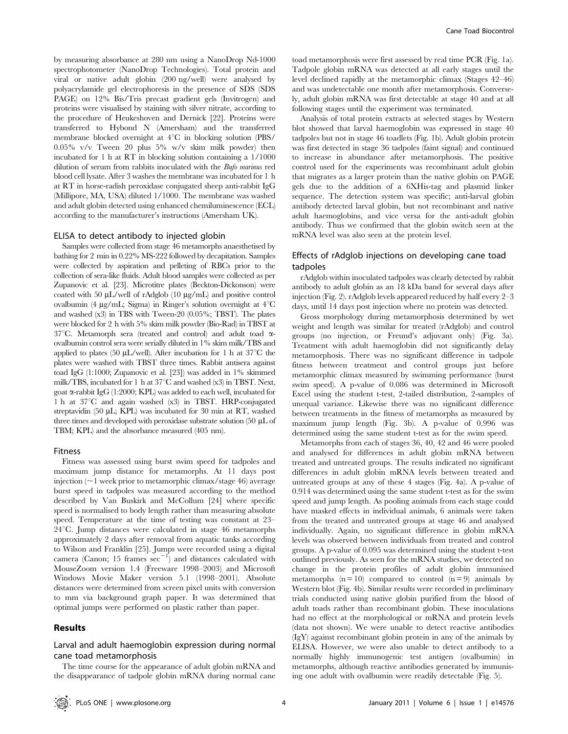by measuring absorbance at 280 nm using a NanoDrop Nd-1000 spectrophotometer (NanoDrop Technologies). Total protein and viral or native adult globin (200 ng/well) were analysed by polyacrylamide gel electrophoresis in the presence of SDS (SDS PAGE) on 12% Bis/Tris precast gradient gels (Invitrogen) and proteins were visualised by staining with silver nitrate, according to the procedure of Heukeshoven and Dernick [22]. Proteins were transferred to Hybond N (Amersham) and the transferred membrane blocked overnight at 4°C in blocking solution (PBS/0.05% v/v Tween 20 plus 5% w/v skim milk powder) then incubated for 1 h at RT in blocking solution containing a 1/1000 dilution of serum from rabbits inoculated with the *Bufo marinus* red blood cell lysate. After 3 washes the membrane was incubated for 1 h at RT in horse-radish peroxidase conjugated sheep anti-rabbit IgG (Millipore, MA, USA) diluted 1/1000. The membrane was washed and adult globin detected using enhanced chemiluminescence (ECL) according to the manufacturer's instructions (Amersham UK).

### ELISA to detect antibody to injected globin

Samples were collected from stage 46 metamorphs anaesthetised by bathing for 2 min in 0.22% MS-222 followed by decapitation. Samples were collected by aspiration and pelleting of RBCs prior to the collection of sera-like fluids. Adult blood samples were collected as per Zupanovic et al. [23]. Microtitre plates (Beckton-Dickonson) were coated with 50 µL/well of rAdglob (10 µg/mL) and positive control ovalbumin (4 µg/mL; Sigma) in Ringer's solution overnight at 4°C and washed (x3) in TBS with Tween-20 (0.05%; TBST). The plates were blocked for 2 h with 5% skim milk powder (Bio-Rad) in TBST at 37°C. Metamorph sera (treated and control) and adult toad α-ovalbumin control sera were serially diluted in 1% skim milk/TBS and applied to plates (50 µL/well). After incubation for 1 h at 37°C the plates were washed with TBST three times. Rabbit antisera against toad IgG (1:1000; Zupanovic et al. [23]) was added in 1% skimmed milk/TBS, incubated for 1 h at 37°C and washed (x3) in TBST. Next, goat α-rabbit IgG (1:2000; KPL) was added to each well, incubated for 1 h at 37°C and again washed (x3) in TBST. HRP-conjugated streptavidin (50 µL; KPL) was incubated for 30 min at RT, washed three times and developed with peroxidase substrate solution (50 µL of TBM; KPL) and the absorbance measured (405 nm).

### Fitness

Fitness was assessed using burst swim speed for tadpoles and maximum jump distance for metamorphs. At 11 days post injection (~1 week prior to metamorphic climax/stage 46) average burst speed in tadpoles was measured according to the method described by Van Buskirk and McCollum [24] where specific speed is normalised to body length rather than measuring absolute speed. Temperature at the time of testing was constant at 23–24°C. Jump distances were calculated in stage 46 metamorphs approximately 2 days after removal from aquatic tanks according to Wilson and Franklin [25]. Jumps were recorded using a digital camera (Canon; 15 frames $sec^{-1}$) and distances calculated with MouseZoom version 1.4 (Freeware 1998–2003) and Microsoft Windows Movie Maker version 5.1 (1998–2001). Absolute distances were determined from screen pixel units with conversion to mm via background graph paper. It was determined that optimal jumps were performed on plastic rather than paper.

## Results

### Larval and adult haemoglobin expression during normal cane toad metamorphosis

The time course for the appearance of adult globin mRNA and the disappearance of tadpole globin mRNA during normal cane toad metamorphosis were first assessed by real time PCR (Fig. 1a). Tadpole globin mRNA was detected at all early stages until the level declined rapidly at the metamorphic climax (Stages 42–46) and was undetectable one month after metamorphosis. Conversely, adult globin mRNA was first detectable at stage 40 and at all following stages until the experiment was terminated.

Analysis of total protein extracts at selected stages by Western blot showed that larval haemoglobin was expressed in stage 40 tadpoles but not in stage 46 toadlets (Fig. 1b). Adult globin protein was first detected in stage 36 tadpoles (faint signal) and continued to increase in abundance after metamorphosis. The positive control used for the experiments was recombinant adult globin that migrates as a larger protein than the native globin on PAGE gels due to the addition of a 6XHis-tag and plasmid linker sequence. The detection system was specific; anti-larval globin antibody detected larval globin, but not recombinant and native adult haemoglobins, and vice versa for the anti-adult globin antibody. Thus we confirmed that the globin switch seen at the mRNA level was also seen at the protein level.

### Effects of rAdglob injections on developing cane toad tadpoles

rAdglob within inoculated tadpoles was clearly detected by rabbit antibody to adult globin as an 18 kDa band for several days after injection (Fig. 2). rAdglob levels appeared reduced by half every 2–3 days, until 14 days post injection where no protein was detected.

Gross morphology during metamorphosis determined by wet weight and length was similar for treated (rAdglob) and control groups (no injection, or Freund's adjuvant only) (Fig. 3a). Treatment with adult haemoglobin did not significantly delay metamorphosis. There was no significant difference in tadpole fitness between treatment and control groups just before metamorphic climax measured by swimming performance (burst swim speed). A p-value of 0.086 was determined in Microsoft Excel using the student t-test, 2-tailed distribution, 2-samples of unequal variance. Likewise there was no significant difference between treatments in the fitness of metamorphs as measured by maximum jump length (Fig. 3b). A p-value of 0.996 was determined using the same student t-test as for the swim speed.

Metamorphs from each of stages 36, 40, 42 and 46 were pooled and analysed for differences in adult globin mRNA between treated and untreated groups. The results indicated no significant differences in adult globin mRNA levels between treated and untreated groups at any of these 4 stages (Fig. 4a). A p-value of 0.914 was determined using the same student t-test as for the swim speed and jump length. As pooling animals from each stage could have masked effects in individual animals, 6 animals were taken from the treated and untreated groups at stage 46 and analysed individually. Again, no significant difference in globin mRNA levels was observed between individuals from treated and control groups. A p-value of 0.095 was determined using the student t-test outlined previously. As seen for the mRNA studies, we detected no change in the protein profiles of adult globin immunised metamorphs ($n = 10$) compared to control ($n = 9$) animals by Western blot (Fig. 4b). Similar results were recorded in preliminary trials conducted using native globin purified from the blood of adult toads rather than recombinant globin. These inoculations had no effect at the morphological or mRNA and protein levels (data not shown). We were unable to detect reactive antibodies (IgY) against recombinant globin protein in any of the animals by ELISA. However, we were also unable to detect antibody to a normally highly immunogenic test antigen (ovalbumin) in metamorphs, although reactive antibodies generated by immunising one adult with ovalbumin were readily detectable (Fig. 5).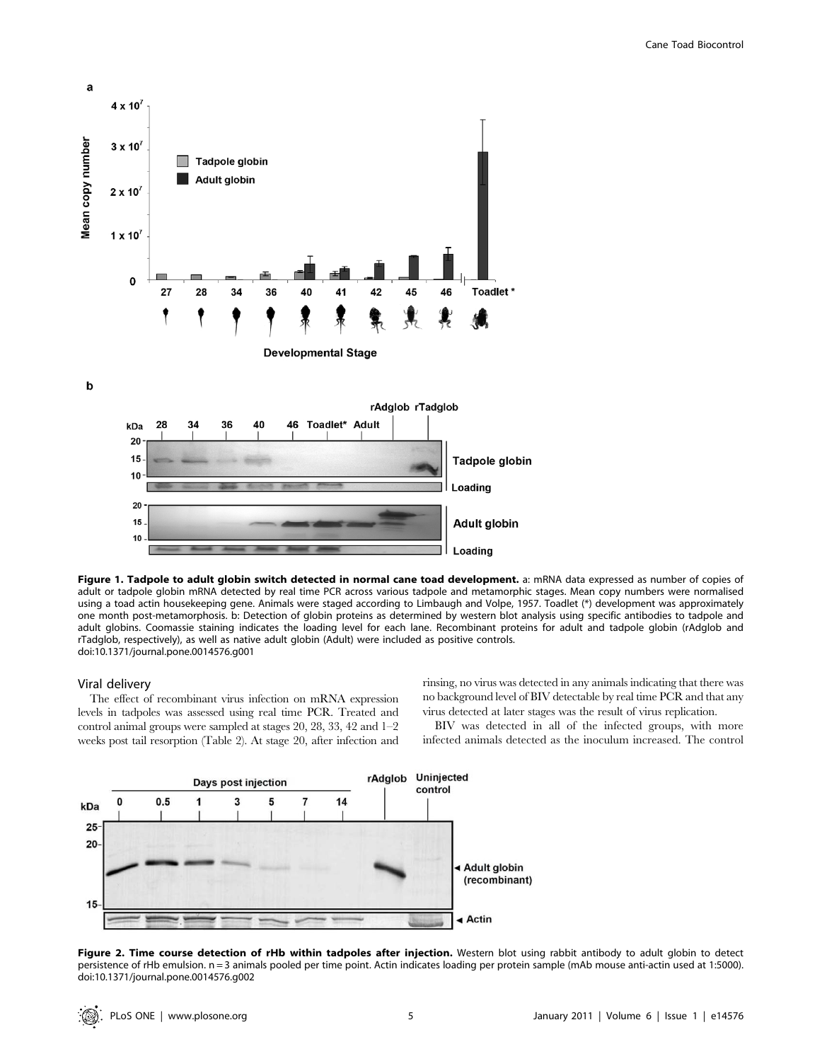**Figure 1. Tadpole to adult globin switch detected in normal cane toad development.** a: mRNA data expressed as number of copies of adult or tadpole globin mRNA detected by real time PCR across various tadpole and metamorphic stages. Mean copy numbers were normalised using a toad actin housekeeping gene. Animals were staged according to Limbaugh and Volpe, 1957. Toadlet (*) development was approximately one month post-metamorphosis. b: Detection of globin proteins as determined by western blot analysis using specific antibodies to tadpole and adult globins. Coomassie staining indicates the loading level for each lane. Recombinant proteins for adult and tadpole globin (rAdglob and rTadglob, respectively), as well as native adult globin (Adult) were included as positive controls.
doi:10.1371/journal.pone.0014576.g001

### Viral delivery

The effect of recombinant virus infection on mRNA expression levels in tadpoles was assessed using real time PCR. Treated and control animal groups were sampled at stages 20, 28, 33, 42 and 1–2 weeks post tail resorption (Table 2). At stage 20, after infection and rinsing, no virus was detected in any animals indicating that there was no background level of BIV detectable by real time PCR and that any virus detected at later stages was the result of virus replication.

BIV was detected in all of the infected groups, with more infected animals detected as the inoculum increased. The control

**Figure 2. Time course detection of rHb within tadpoles after injection.** Western blot using rabbit antibody to adult globin to detect persistence of rHb emulsion. n = 3 animals pooled per time point. Actin indicates loading per protein sample (mAb mouse anti-actin used at 1:5000).
doi:10.1371/journal.pone.0014576.g002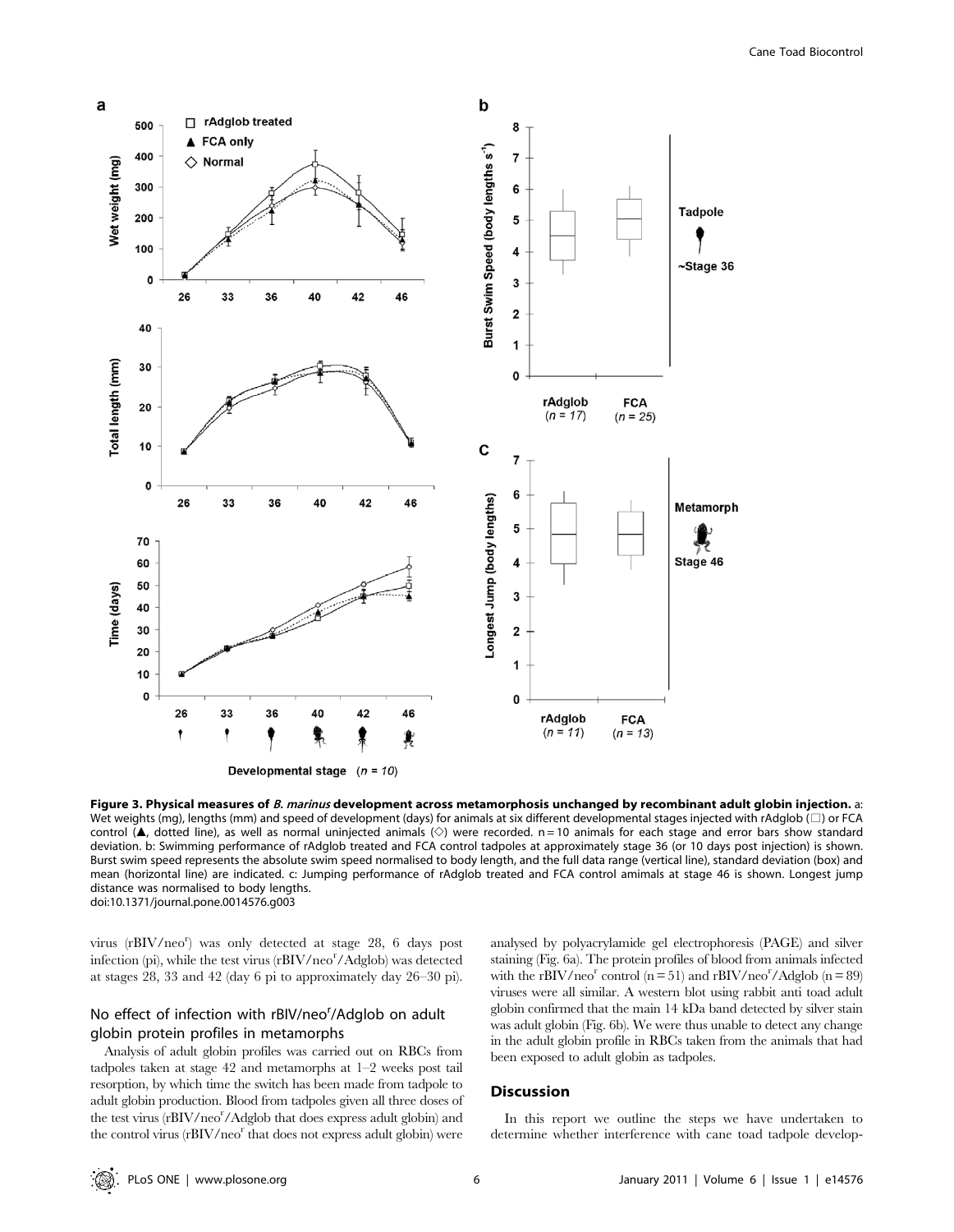**Figure 3. Physical measures of *B. marinus* development across metamorphosis unchanged by recombinant adult globin injection.** a: Wet weights (mg), lengths (mm) and speed of development (days) for animals at six different developmental stages injected with rAdglob (□) or FCA control (▲, dotted line), as well as normal uninjected animals (◇) were recorded. n = 10 animals for each stage and error bars show standard deviation. b: Swimming performance of rAdglob treated and FCA control tadpoles at approximately stage 36 (or 10 days post injection) is shown. Burst swim speed represents the absolute swim speed normalised to body length, and the full data range (vertical line), standard deviation (box) and mean (horizontal line) are indicated. c: Jumping performance of rAdglob treated and FCA control amimals at stage 46 is shown. Longest jump distance was normalised to body lengths.
doi:10.1371/journal.pone.0014576.g003

virus (rBIV/neo$^r$) was only detected at stage 28, 6 days post infection (pi), while the test virus (rBIV/neo$^r$/Adglob) was detected at stages 28, 33 and 42 (day 6 pi to approximately day 26–30 pi).

## No effect of infection with rBIV/neo$^r$/Adglob on adult globin protein profiles in metamorphs

Analysis of adult globin profiles was carried out on RBCs from tadpoles taken at stage 42 and metamorphs at 1–2 weeks post tail resorption, by which time the switch has been made from tadpole to adult globin production. Blood from tadpoles given all three doses of the test virus (rBIV/neo$^r$/Adglob that does express adult globin) and the control virus (rBIV/neo$^r$ that does not express adult globin) were analysed by polyacrylamide gel electrophoresis (PAGE) and silver staining (Fig. 6a). The protein profiles of blood from animals infected with the rBIV/neo$^r$ control (n = 51) and rBIV/neo$^r$/Adglob (n = 89) viruses were all similar. A western blot using rabbit anti toad adult globin confirmed that the main 14 kDa band detected by silver stain was adult globin (Fig. 6b). We were thus unable to detect any change in the adult globin profile in RBCs taken from the animals that had been exposed to adult globin as tadpoles.

## Discussion

In this report we outline the steps we have undertaken to determine whether interference with cane toad tadpole develop-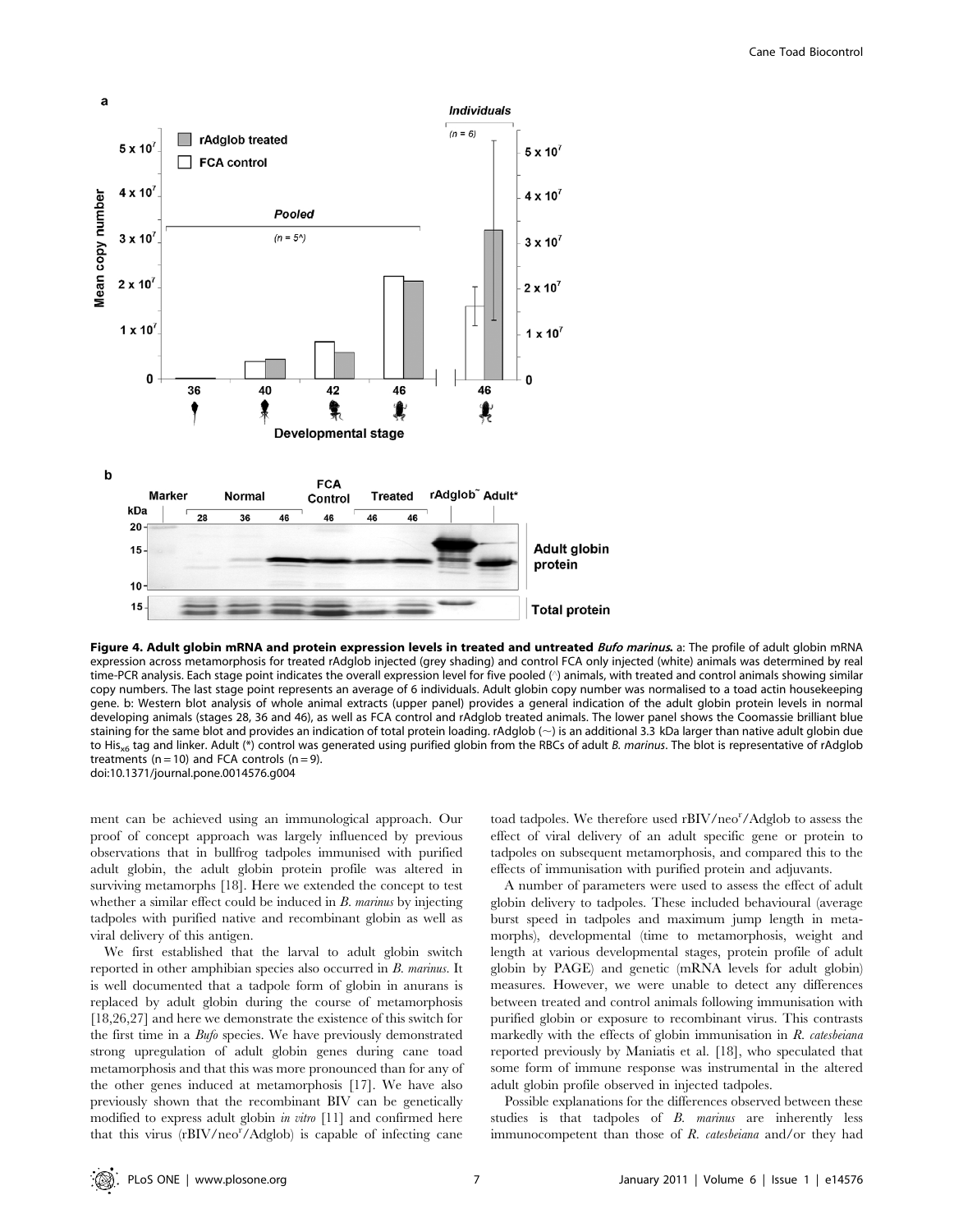**Figure 4. Adult globin mRNA and protein expression levels in treated and untreated *Bufo marinus*.** a: The profile of adult globin mRNA expression across metamorphosis for treated rAdglob injected (grey shading) and control FCA only injected (white) animals was determined by real time-PCR analysis. Each stage point indicates the overall expression level for five pooled (^) animals, with treated and control animals showing similar copy numbers. The last stage point represents an average of 6 individuals. Adult globin copy number was normalised to a toad actin housekeeping gene. b: Western blot analysis of whole animal extracts (upper panel) provides a general indication of the adult globin protein levels in normal developing animals (stages 28, 36 and 46), as well as FCA control and rAdglob treated animals. The lower panel shows the Coomassie brilliant blue staining for the same blot and provides an indication of total protein loading. rAdglob (~) is an additional 3.3 kDa larger than native adult globin due to $His_{x6}$ tag and linker. Adult (*) control was generated using purified globin from the RBCs of adult *B. marinus*. The blot is representative of rAdglob treatments (n = 10) and FCA controls (n = 9).
doi:10.1371/journal.pone.0014576.g004

ment can be achieved using an immunological approach. Our proof of concept approach was largely influenced by previous observations that in bullfrog tadpoles immunised with purified adult globin, the adult globin protein profile was altered in surviving metamorphs [18]. Here we extended the concept to test whether a similar effect could be induced in *B. marinus* by injecting tadpoles with purified native and recombinant globin as well as viral delivery of this antigen.

We first established that the larval to adult globin switch reported in other amphibian species also occurred in *B. marinus*. It is well documented that a tadpole form of globin in anurans is replaced by adult globin during the course of metamorphosis [18,26,27] and here we demonstrate the existence of this switch for the first time in a *Bufo* species. We have previously demonstrated strong upregulation of adult globin genes during cane toad metamorphosis and that this was more pronounced than for any of the other genes induced at metamorphosis [17]. We have also previously shown that the recombinant BIV can be genetically modified to express adult globin *in vitro* [11] and confirmed here that this virus (rBIV/neo$^r$/Adglob) is capable of infecting cane toad tadpoles. We therefore used rBIV/neo$^r$/Adglob to assess the effect of viral delivery of an adult specific gene or protein to tadpoles on subsequent metamorphosis, and compared this to the effects of immunisation with purified protein and adjuvants.

A number of parameters were used to assess the effect of adult globin delivery to tadpoles. These included behavioural (average burst speed in tadpoles and maximum jump length in metamorphs), developmental (time to metamorphosis, weight and length at various developmental stages, protein profile of adult globin by PAGE) and genetic (mRNA levels for adult globin) measures. However, we were unable to detect any differences between treated and control animals following immunisation with purified globin or exposure to recombinant virus. This contrasts markedly with the effects of globin immunisation in *R. catesbeiana* reported previously by Maniatis et al. [18], who speculated that some form of immune response was instrumental in the altered adult globin profile observed in injected tadpoles.

Possible explanations for the differences observed between these studies is that tadpoles of *B. marinus* are inherently less immunocompetent than those of *R. catesbeiana* and/or they had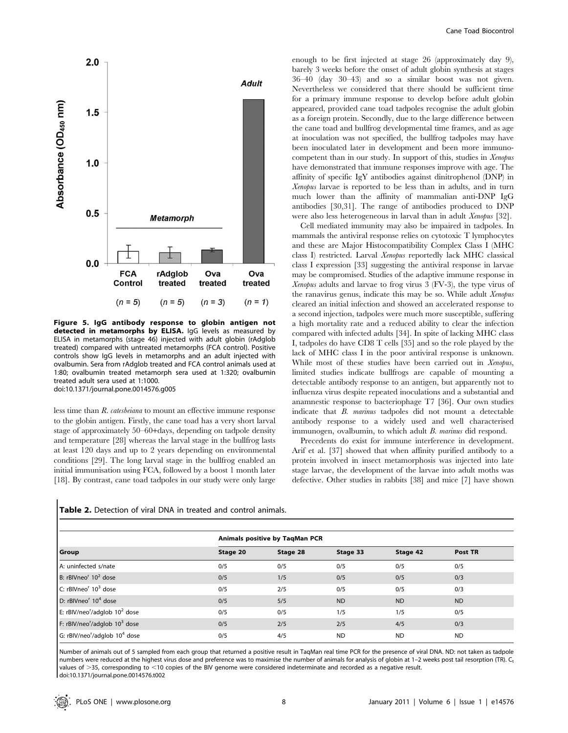**Figure 5. IgG antibody response to globin antigen not detected in metamorphs by ELISA.** IgG levels as measured by ELISA in metamorphs (stage 46) injected with adult globin (rAdglob treated) compared with untreated metamorphs (FCA control). Positive controls show IgG levels in metamorphs and an adult injected with ovalbumin. Sera from rAdglob treated and FCA control animals used at 1:80; ovalbumin treated metamorph sera used at 1:320; ovalbumin treated adult sera used at 1:1000.
doi:10.1371/journal.pone.0014576.g005

less time than *R. catesbeiana* to mount an effective immune response to the globin antigen. Firstly, the cane toad has a very short larval stage of approximately 50–60+days, depending on tadpole density and temperature [28] whereas the larval stage in the bullfrog lasts at least 120 days and up to 2 years depending on environmental conditions [29]. The long larval stage in the bullfrog enabled an initial immunisation using FCA, followed by a boost 1 month later [18]. By contrast, cane toad tadpoles in our study were only large enough to be first injected at stage 26 (approximately day 9), barely 3 weeks before the onset of adult globin synthesis at stages 36–40 (day 30–43) and so a similar boost was not given. Nevertheless we considered that there should be sufficient time for a primary immune response to develop before adult globin appeared, provided cane toad tadpoles recognise the adult globin as a foreign protein. Secondly, due to the large difference between the cane toad and bullfrog developmental time frames, and as age at inoculation was not specified, the bullfrog tadpoles may have been inoculated later in development and been more immunocompetent than in our study. In support of this, studies in *Xenopus* have demonstrated that immune responses improve with age. The affinity of specific IgY antibodies against dinitrophenol (DNP) in *Xenopus* larvae is reported to be less than in adults, and in turn much lower than the affinity of mammalian anti-DNP IgG antibodies [30,31]. The range of antibodies produced to DNP were also less heterogeneous in larval than in adult *Xenopus* [32].

Cell mediated immunity may also be impaired in tadpoles. In mammals the antiviral response relies on cytotoxic T lymphocytes and these are Major Histocompatibility Complex Class I (MHC class I) restricted. Larval *Xenopus* reportedly lack MHC classical class I expression [33] suggesting the antiviral response in larvae may be compromised. Studies of the adaptive immune response in *Xenopus* adults and larvae to frog virus 3 (FV-3), the type virus of the ranavirus genus, indicate this may be so. While adult *Xenopus* cleared an initial infection and showed an accelerated response to a second injection, tadpoles were much more susceptible, suffering a high mortality rate and a reduced ability to clear the infection compared with infected adults [34]. In spite of lacking MHC class I, tadpoles do have CD8 T cells [35] and so the role played by the lack of MHC class I in the poor antiviral response is unknown. While most of these studies have been carried out in *Xenopus*, limited studies indicate bullfrogs are capable of mounting a detectable antibody response to an antigen, but apparently not to influenza virus despite repeated inoculations and a substantial and anamnestic response to bacteriophage T7 [36]. Our own studies indicate that *B. marinus* tadpoles did not mount a detectable antibody response to a widely used and well characterised immunogen, ovalbumin, to which adult *B. marinus* did respond.

Precedents do exist for immune interference in development. Arif et al. [37] showed that when affinity purified antibody to a protein involved in insect metamorphosis was injected into late stage larvae, the development of the larvae into adult moths was defective. Other studies in rabbits [38] and mice [7] have shown

**Table 2.** Detection of viral DNA in treated and control animals.

| Group | Animals positive by TaqMan PCR | | | | |
|---|---|---|---|---|---|
| | Stage 20 | Stage 28 | Stage 33 | Stage 42 | Post TR |
| A: uninfected s/nate | 0/5 | 0/5 | 0/5 | 0/5 | 0/5 |
| B: rBIVneo$^r$ $10^2$ dose | 0/5 | 1/5 | 0/5 | 0/5 | 0/3 |
| C: rBIVneo$^r$ $10^3$ dose | 0/5 | 2/5 | 0/5 | 0/5 | 0/3 |
| D: rBIVneo$^r$ $10^4$ dose | 0/5 | 5/5 | ND | ND | ND |
| E: rBIV/neo$^r$/adglob $10^2$ dose | 0/5 | 0/5 | 1/5 | 1/5 | 0/5 |
| F: rBIV/neo$^r$/adglob $10^3$ dose | 0/5 | 2/5 | 2/5 | 4/5 | 0/3 |
| G: rBIV/neo$^r$/adglob $10^4$ dose | 0/5 | 4/5 | ND | ND | ND |

Number of animals out of 5 sampled from each group that returned a positive result in TaqMan real time PCR for the presence of viral DNA. ND: not taken as tadpole numbers were reduced at the highest virus dose and preference was to maximise the number of animals for analysis of globin at 1–2 weeks post tail resorption (TR). $C_t$ values of >35, corresponding to <10 copies of the BIV genome were considered indeterminate and recorded as a negative result.
doi:10.1371/journal.pone.0014576.t002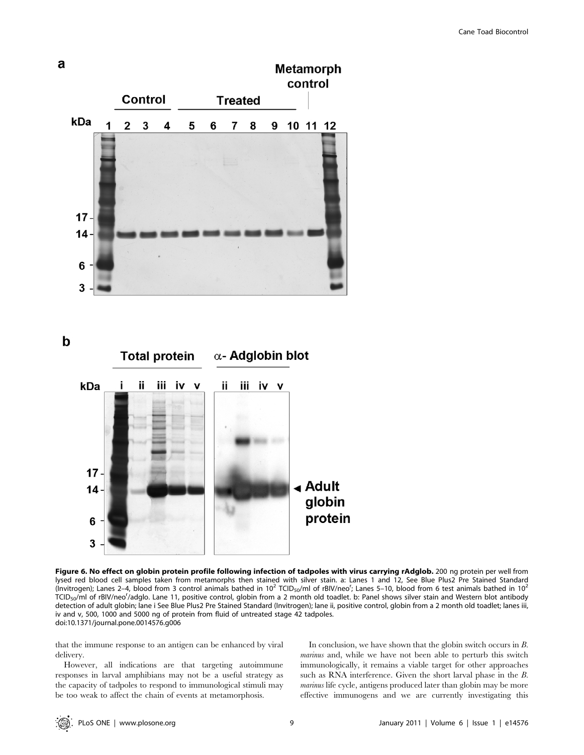**Figure 6. No effect on globin protein profile following infection of tadpoles with virus carrying rAdglob.** 200 ng protein per well from lysed red blood cell samples taken from metamorphs then stained with silver stain. a: Lanes 1 and 12, See Blue Plus2 Pre Stained Standard (Invitrogen); Lanes 2–4, blood from 3 control animals bathed in $10^2$ $TCID_{50}$/ml of rBIV/neo$^r$; Lanes 5–10, blood from 6 test animals bathed in $10^2$ $TCID_{50}$/ml of rBIV/neo$^r$/adglo. Lane 11, positive control, globin from a 2 month old toadlet. b: Panel shows silver stain and Western blot antibody detection of adult globin; lane i See Blue Plus2 Pre Stained Standard (Invitrogen); lane ii, positive control, globin from a 2 month old toadlet; lanes iii, iv and v, 500, 1000 and 5000 ng of protein from fluid of untreated stage 42 tadpoles.
doi:10.1371/journal.pone.0014576.g006

that the immune response to an antigen can be enhanced by viral delivery.

However, all indications are that targeting autoimmune responses in larval amphibians may not be a useful strategy as the capacity of tadpoles to respond to immunological stimuli may be too weak to affect the chain of events at metamorphosis.

In conclusion, we have shown that the globin switch occurs in *B. marinus* and, while we have not been able to perturb this switch immunologically, it remains a viable target for other approaches such as RNA interference. Given the short larval phase in the *B. marinus* life cycle, antigens produced later than globin may be more effective immunogens and we are currently investigating this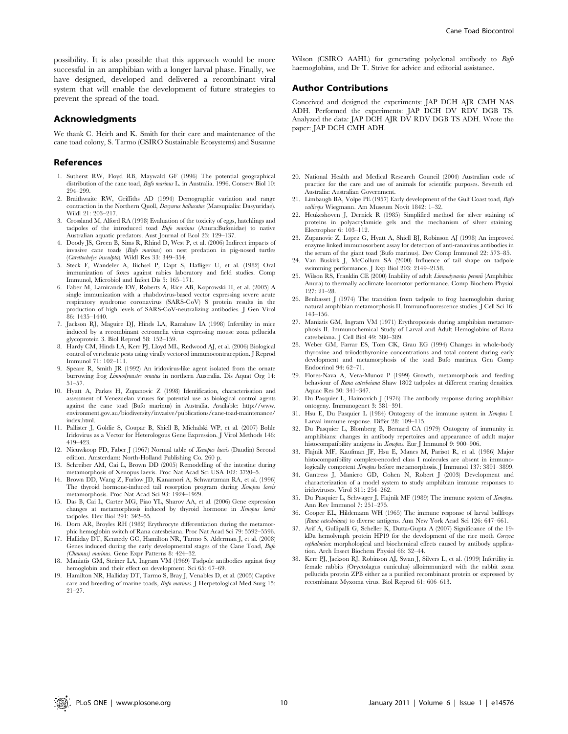possibility. It is also possible that this approach would be more successful in an amphibian with a longer larval phase. Finally, we have designed, developed and delivered a recombinant viral system that will enable the development of future strategies to prevent the spread of the toad.

## Acknowledgments

We thank C. Heirh and K. Smith for their care and maintenance of the cane toad colony, S. Tarmo (CSIRO Sustainable Ecosystems) and Susanne Wilson (CSIRO AAHL) for generating polyclonal antibody to *Bufo* haemoglobins, and Dr T. Strive for advice and editorial assistance.

## Author Contributions

Conceived and designed the experiments: JAP DCH AJR CMH NAS ADH. Performed the experiments: JAP DCH DV RDV DGB TS. Analyzed the data: JAP DCH AJR DV RDV DGB TS ADH. Wrote the paper: JAP DCH CMH ADH.

## References

1. Sutherst RW, Floyd RB, Maywald GF (1996) The potential geographical distribution of the cane toad, *Bufo marinus* L. in Australia. 1996. Conserv Biol 10: 294–299.
2. Braithwaite RW, Griffiths AD (1994) Demographic variation and range contraction in the Northern Quoll, *Dasyurus hallucatus* (Marsupialia: Dasyuridae). Wildl 21: 203–217.
3. Crossland M, Alford RA (1998) Evaluation of the toxicity of eggs, hatchlings and tadpoles of the introduced toad *Bufo marinus* (Anura:Bufonidae) to native Australian aquatic predators. Aust Journal of Ecol 23: 129–137.
4. Doody JS, Green B, Sims R, Rhind D, West P, et al. (2006) Indirect impacts of invasive cane toads (*Bufo marinus*) on nest predation in pig-nosed turtles (*Carettochelys insculpta*). Wildl Res 33: 349–354.
5. Steck F, Wandeler A, Bichsel P, Capt S, Hafliger U, et al. (1982) Oral immunization of foxes against rabies laboratory and field studies. Comp Immunol, Microbiol and Infect Dis 5: 165–171.
6. Faber M, Lamirande EW, Roberts A, Rice AB, Koprowski H, et al. (2005) A single immunization with a rhabdovirus-based vector expressing severe acute respiratory syndrome coronavirus (SARS-CoV) S protein results in the production of high levels of SARS-CoV-neutralizing antibodies. J Gen Virol 86: 1435–1440.
7. Jackson RJ, Maguire DJ, Hinds LA, Ramshaw IA (1998) Infertility in mice induced by a recombinant ectromelia virus expressing mouse zona pellucida glycoprotein 3. Biol Reprod 58: 152–159.
8. Hardy CM, Hinds LA, Kerr PJ, Lloyd ML, Redwood AJ, et al. (2006) Biological control of vertebrate pests using virally vectored immunocontraception. J Reprod Immunol 71: 102–111.
9. Speare R, Smith JR (1992) An iridovirus-like agent isolated from the ornate burrowing frog *Limnodynastes ornatus* in northern Australia. Dis Aquat Org 14: 51–57.
10. Hyatt A, Parkes H, Zupanovic Z (1998) Identification, characterisation and assessment of Venezuelan viruses for potential use as biological control agents against the cane toad (Bufo marinus) in Australia. Available: http://www.environment.gov.au/biodiversity/invasive/publications/cane-toad-maintenance/index.html.
11. Pallister J, Goldie S, Coupar B, Shiell B, Michalski WP, et al. (2007) Bohle Iridovirus as a Vector for Heterologous Gene Expression. J Virol Methods 146: 419–423.
12. Nieuwkoop PD, Faber J (1967) Normal table of *Xenopus laevis* (Daudin) Second edition. Amsterdam: North-Holland Publishing Co. 260 p.
13. Schreiber AM, Cai L, Brown DD (2005) Remodelling of the intestine during metamorphosis of Xenopus laevis. Proc Nat Acad Sci USA 102: 3720–5.
14. Brown DD, Wang Z, Furlow JD, Kanamori A, Schwartzman RA, et al. (1996) The thyroid hormone-induced tail resorption program during *Xenopus laevis* metamorphosis. Proc Nat Acad Sci 93: 1924–1929.
15. Das B, Cai L, Carter MG, Piao YL, Sharov AA, et al. (2006) Gene expression changes at metamorphosis induced by thyroid hormone in *Xenopus laevis* tadpoles. Dev Biol 291: 342–55.
16. Dorn AR, Broyles RH (1982) Erythrocyte differentiation during the metamorphic hemoglobin switch of Rana catesbeiana. Proc Nat Acad Sci 79: 5592–5596.
17. Halliday DT, Kennedy GC, Hamilton NR, Tarmo S, Alderman J, et al. (2008) Genes induced during the early developmental stages of the Cane Toad, *Bufo (Chaunus) marinus*. Gene Expr Patterns 8: 424–32.
18. Maniatis GM, Steiner LA, Ingram VM (1969) Tadpole antibodies against frog hemoglobin and their effect on development. Sci 65: 67–69.
19. Hamilton NR, Halliday DT, Tarmo S, Bray J, Venables D, et al. (2005) Captive care and breeding of marine toads, *Bufo marinus*. J Herpetological Med Surg 15: 21–27.
20. National Health and Medical Research Council (2004) Australian code of practice for the care and use of animals for scientific purposes. Seventh ed. Australia: Australian Government.
21. Limbaugh BA, Volpe PE (1957) Early development of the Gulf Coast toad, *Bufo valliceps* Wiegmann. Am Museum Novit 1842: 1–32.
22. Heukeshoven J, Dernick R (1985) Simplified method for silver staining of proteins in polyacrylamide gels and the mechanism of silver staining. Electrophor 6: 103–112.
23. Zupanovic Z, Lopez G, Hyatt A, Shiell BJ, Robinson AJ (1998) An improved enzyme linked immunosorbent assay for detection of anti-ranavirus antibodies in the serum of the giant toad (Bufo marinus). Dev Comp Immunol 22: 573–85.
24. Van Buskirk J, McCollum SA (2000) Influence of tail shape on tadpole swimming performance. J Exp Biol 203: 2149–2158.
25. Wilson RS, Franklin CE (2000) Inability of adult *Limnodynastes peronii* (Amphibia: Anura) to thermally acclimate locomotor performance. Comp Biochem Physiol 127: 21–28.
26. Benbasset J (1974) The transition from tadpole to frog haemoglobin during natural amphibian metamorphosis II. Immunofluorescence studies. J Cell Sci 16: 143–156.
27. Maniatis GM, Ingram VM (1971) Erythropoiesis during amphibian metamorphosis II. Immunochemical Study of Larval and Adult Hemoglobins of Rana catesbeiana. J Cell Biol 49: 380–389.
28. Weber GM, Farrar ES, Tom CK, Grau EG (1994) Changes in whole-body thyroxine and triiodothyronine concentrations and total content during early development and metamorphosis of the toad Bufo marinus. Gen Comp Endocrinol 94: 62–71.
29. Flores-Nava A, Vera-Munoz P (1999) Growth, metamorphosis and feeding behaviour of *Rana catesbeiana* Shaw 1802 tadpoles at different rearing densities. Aquac Res 30: 341–347.
30. Du Pasquier L, Haimovich J (1976) The antibody response during amphibian ontogeny. Immunogenet 3: 381–391.
31. Hsu E, Du Pasquier L (1984) Ontogeny of the immune system in *Xenopus* I. Larval immune response. Differ 28: 109–115.
32. Du Pasquier L, Blomberg B, Bernard CA (1979) Ontogeny of immunity in amphibians: changes in antibody repertoires and appearance of adult major histocompatibility antigens in *Xenopus*. Eur J Immunol 9: 900–906.
33. Flajnik MF, Kaufman JF, Hsu E, Manes M, Parisot R, et al. (1986) Major histocompatibility complex-encoded class I molecules are absent in immunologically competent *Xenopus* before metamorphosis. J Immunol 137: 3891–3899.
34. Gantress J, Maniero GD, Cohen N, Robert J (2003) Development and characterization of a model system to study amphibian immune responses to iridoviruses. Virol 311: 254–262.
35. Du Pasquier L, Schwager J, Flajnik MF (1989) The immune system of *Xenopus*. Ann Rev Immunol 7: 251–275.
36. Cooper EL, Hildemann WH (1965) The immune response of larval bullfrogs (*Rana catesbeiana*) to diverse antigens. Ann New York Acad Sci 126: 647–661.
37. Arif A, Gullipalli G, Scheller K, Dutta-Gupta A (2007) Significance of the 19-kDa hemolymph protein HP19 for the development of the rice moth *Corcyra cephalonica*: morphological and biochemical effects caused by antibody application. Arch Insect Biochem Physiol 66: 32–44.
38. Kerr PJ, Jackson RJ, Robinson AJ, Swan J, Silvers L, et al. (1999) Infertility in female rabbits (Oryctolagus cuniculus) alloimmunized with the rabbit zona pellucida protein ZPB either as a purified recombinant protein or expressed by recombinant Myxoma virus. Biol Reprod 61: 606–613.